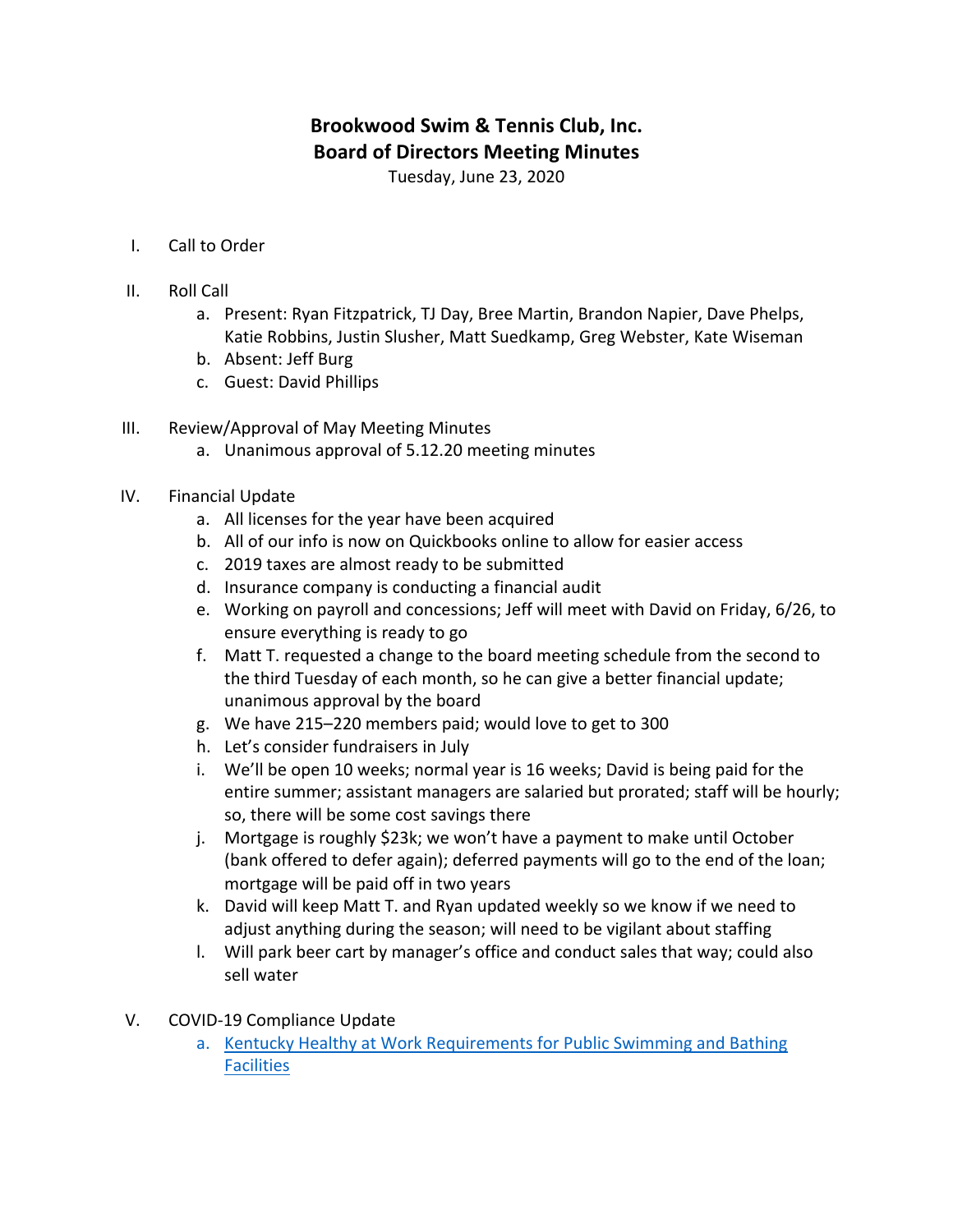# Brookwood Swim & Tennis Club, Inc.
# Board of Directors Meeting Minutes

Tuesday, June 23, 2020

I. Call to Order

II. Roll Call
   a. Present: Ryan Fitzpatrick, TJ Day, Bree Martin, Brandon Napier, Dave Phelps, Katie Robbins, Justin Slusher, Matt Suedkamp, Greg Webster, Kate Wiseman
   b. Absent: Jeff Burg
   c. Guest: David Phillips

III. Review/Approval of May Meeting Minutes
   a. Unanimous approval of 5.12.20 meeting minutes

IV. Financial Update
   a. All licenses for the year have been acquired
   b. All of our info is now on Quickbooks online to allow for easier access
   c. 2019 taxes are almost ready to be submitted
   d. Insurance company is conducting a financial audit
   e. Working on payroll and concessions; Jeff will meet with David on Friday, 6/26, to ensure everything is ready to go
   f. Matt T. requested a change to the board meeting schedule from the second to the third Tuesday of each month, so he can give a better financial update; unanimous approval by the board
   g. We have 215–220 members paid; would love to get to 300
   h. Let's consider fundraisers in July
   i. We'll be open 10 weeks; normal year is 16 weeks; David is being paid for the entire summer; assistant managers are salaried but prorated; staff will be hourly; so, there will be some cost savings there
   j. Mortgage is roughly $23k; we won't have a payment to make until October (bank offered to defer again); deferred payments will go to the end of the loan; mortgage will be paid off in two years
   k. David will keep Matt T. and Ryan updated weekly so we know if we need to adjust anything during the season; will need to be vigilant about staffing
   l. Will park beer cart by manager's office and conduct sales that way; could also sell water

V. COVID-19 Compliance Update
   a. Kentucky Healthy at Work Requirements for Public Swimming and Bathing Facilities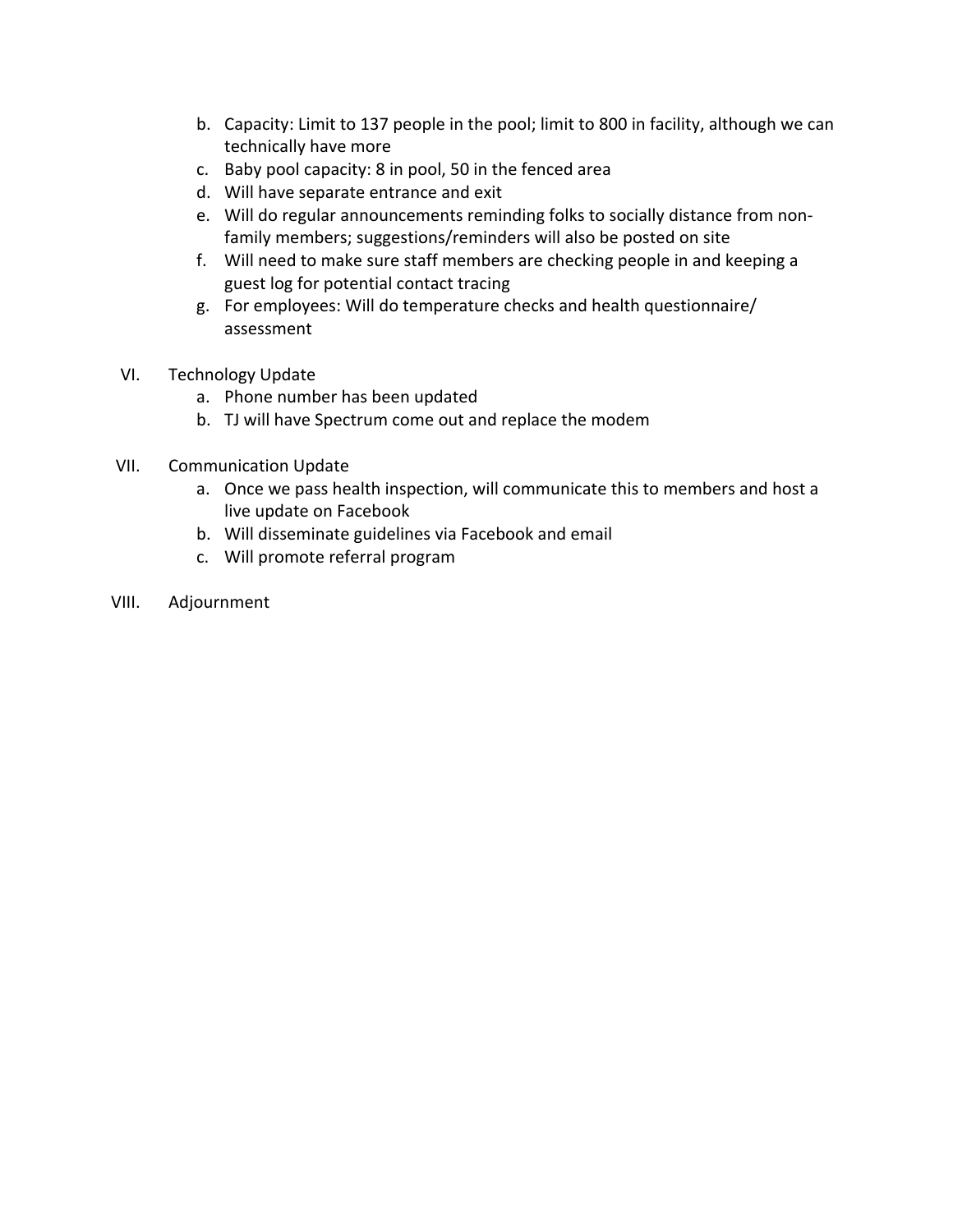b. Capacity: Limit to 137 people in the pool; limit to 800 in facility, although we can technically have more
c. Baby pool capacity: 8 in pool, 50 in the fenced area
d. Will have separate entrance and exit
e. Will do regular announcements reminding folks to socially distance from non-family members; suggestions/reminders will also be posted on site
f. Will need to make sure staff members are checking people in and keeping a guest log for potential contact tracing
g. For employees: Will do temperature checks and health questionnaire/ assessment

VI. Technology Update
  a. Phone number has been updated
  b. TJ will have Spectrum come out and replace the modem

VII. Communication Update
  a. Once we pass health inspection, will communicate this to members and host a live update on Facebook
  b. Will disseminate guidelines via Facebook and email
  c. Will promote referral program

VIII. Adjournment